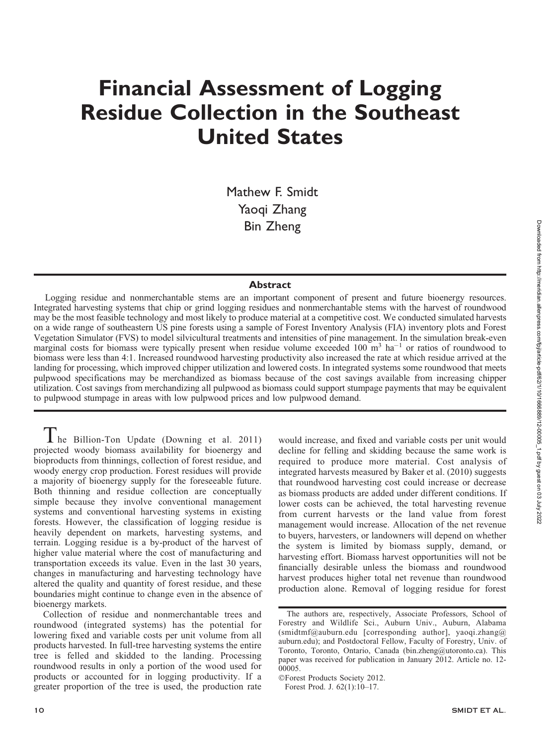# Financial Assessment of Logging Residue Collection in the Southeast United States

Mathew F. Smidt
Yaoqi Zhang
Bin Zheng

## Abstract

Logging residue and nonmerchantable stems are an important component of present and future bioenergy resources. Integrated harvesting systems that chip or grind logging residues and nonmerchantable stems with the harvest of roundwood may be the most feasible technology and most likely to produce material at a competitive cost. We conducted simulated harvests on a wide range of southeastern US pine forests using a sample of Forest Inventory Analysis (FIA) inventory plots and Forest Vegetation Simulator (FVS) to model silvicultural treatments and intensities of pine management. In the simulation break-even marginal costs for biomass were typically present when residue volume exceeded 100 $m^3$ $ha^{-1}$ or ratios of roundwood to biomass were less than 4:1. Increased roundwood harvesting productivity also increased the rate at which residue arrived at the landing for processing, which improved chipper utilization and lowered costs. In integrated systems some roundwood that meets pulpwood specifications may be merchandized as biomass because of the cost savings available from increasing chipper utilization. Cost savings from merchandizing all pulpwood as biomass could support stumpage payments that may be equivalent to pulpwood stumpage in areas with low pulpwood prices and low pulpwood demand.

The Billion-Ton Update (Downing et al. 2011) projected woody biomass availability for bioenergy and bioproducts from thinnings, collection of forest residue, and woody energy crop production. Forest residues will provide a majority of bioenergy supply for the foreseeable future. Both thinning and residue collection are conceptually simple because they involve conventional management systems and conventional harvesting systems in existing forests. However, the classification of logging residue is heavily dependent on markets, harvesting systems, and terrain. Logging residue is a by-product of the harvest of higher value material where the cost of manufacturing and transportation exceeds its value. Even in the last 30 years, changes in manufacturing and harvesting technology have altered the quality and quantity of forest residue, and these boundaries might continue to change even in the absence of bioenergy markets.

Collection of residue and nonmerchantable trees and roundwood (integrated systems) has the potential for lowering fixed and variable costs per unit volume from all products harvested. In full-tree harvesting systems the entire tree is felled and skidded to the landing. Processing roundwood results in only a portion of the wood used for products or accounted for in logging productivity. If a greater proportion of the tree is used, the production rate would increase, and fixed and variable costs per unit would decline for felling and skidding because the same work is required to produce more material. Cost analysis of integrated harvests measured by Baker et al. (2010) suggests that roundwood harvesting cost could increase or decrease as biomass products are added under different conditions. If lower costs can be achieved, the total harvesting revenue from current harvests or the land value from forest management would increase. Allocation of the net revenue to buyers, harvesters, or landowners will depend on whether the system is limited by biomass supply, demand, or harvesting effort. Biomass harvest opportunities will not be financially desirable unless the biomass and roundwood harvest produces higher total net revenue than roundwood production alone. Removal of logging residue for forest

The authors are, respectively, Associate Professors, School of Forestry and Wildlife Sci., Auburn Univ., Auburn, Alabama (smidtmf@auburn.edu [corresponding author], yaoqi.zhang@auburn.edu); and Postdoctoral Fellow, Faculty of Forestry, Univ. of Toronto, Toronto, Ontario, Canada (bin.zheng@utoronto.ca). This paper was received for publication in January 2012. Article no. 12-00005.

©Forest Products Society 2012.

Forest Prod. J. 62(1):10–17.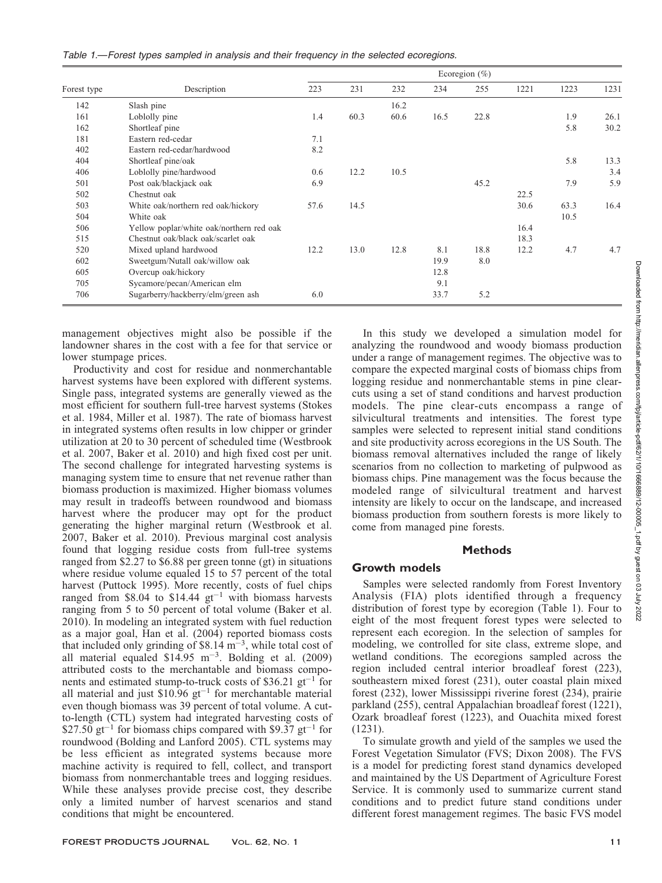*Table 1.—Forest types sampled in analysis and their frequency in the selected ecoregions.*

| Forest type | Description | Ecoregion (%) | | | | | | | |
|---|---|---|---|---|---|---|---|---|---|
| | | 223 | 231 | 232 | 234 | 255 | 1221 | 1223 | 1231 |
| 142 | Slash pine | | | 16.2 | | | | | |
| 161 | Loblolly pine | 1.4 | 60.3 | 60.6 | 16.5 | 22.8 | | 1.9 | 26.1 |
| 162 | Shortleaf pine | | | | | | | 5.8 | 30.2 |
| 181 | Eastern red-cedar | 7.1 | | | | | | | |
| 402 | Eastern red-cedar/hardwood | 8.2 | | | | | | | |
| 404 | Shortleaf pine/oak | | | | | | | 5.8 | 13.3 |
| 406 | Loblolly pine/hardwood | 0.6 | 12.2 | 10.5 | | | | | 3.4 |
| 501 | Post oak/blackjack oak | 6.9 | | | | 45.2 | | 7.9 | 5.9 |
| 502 | Chestnut oak | | | | | | 22.5 | | |
| 503 | White oak/northern red oak/hickory | 57.6 | 14.5 | | | | 30.6 | 63.3 | 16.4 |
| 504 | White oak | | | | | | | 10.5 | |
| 506 | Yellow poplar/white oak/northern red oak | | | | | | 16.4 | | |
| 515 | Chestnut oak/black oak/scarlet oak | | | | | | 18.3 | | |
| 520 | Mixed upland hardwood | 12.2 | 13.0 | 12.8 | 8.1 | 18.8 | 12.2 | 4.7 | 4.7 |
| 602 | Sweetgum/Nutall oak/willow oak | | | | 19.9 | 8.0 | | | |
| 605 | Overcup oak/hickory | | | | 12.8 | | | | |
| 705 | Sycamore/pecan/American elm | | | | 9.1 | | | | |
| 706 | Sugarberry/hackberry/elm/green ash | 6.0 | | | 33.7 | 5.2 | | | |

management objectives might also be possible if the landowner shares in the cost with a fee for that service or lower stumpage prices.

Productivity and cost for residue and nonmerchantable harvest systems have been explored with different systems. Single pass, integrated systems are generally viewed as the most efficient for southern full-tree harvest systems (Stokes et al. 1984, Miller et al. 1987). The rate of biomass harvest in integrated systems often results in low chipper or grinder utilization at 20 to 30 percent of scheduled time (Westbrook et al. 2007, Baker et al. 2010) and high fixed cost per unit. The second challenge for integrated harvesting systems is managing system time to ensure that net revenue rather than biomass production is maximized. Higher biomass volumes may result in tradeoffs between roundwood and biomass harvest where the producer may opt for the product generating the higher marginal return (Westbrook et al. 2007, Baker et al. 2010). Previous marginal cost analysis found that logging residue costs from full-tree systems ranged from \$2.27 to \$6.88 per green tonne (gt) in situations where residue volume equaled 15 to 57 percent of the total harvest (Puttock 1995). More recently, costs of fuel chips ranged from \$8.04 to \$14.44 $gt^{-1}$ with biomass harvests ranging from 5 to 50 percent of total volume (Baker et al. 2010). In modeling an integrated system with fuel reduction as a major goal, Han et al. (2004) reported biomass costs that included only grinding of \$8.14 $m^{-3}$, while total cost of all material equaled \$14.95 $m^{-3}$. Bolding et al. (2009) attributed costs to the merchantable and biomass components and estimated stump-to-truck costs of \$36.21 $gt^{-1}$ for all material and just \$10.96 $gt^{-1}$ for merchantable material even though biomass was 39 percent of total volume. A cut-to-length (CTL) system had integrated harvesting costs of \$27.50 $gt^{-1}$ for biomass chips compared with \$9.37 $gt^{-1}$ for roundwood (Bolding and Lanford 2005). CTL systems may be less efficient as integrated systems because more machine activity is required to fell, collect, and transport biomass from nonmerchantable trees and logging residues. While these analyses provide precise cost, they describe only a limited number of harvest scenarios and stand conditions that might be encountered.

In this study we developed a simulation model for analyzing the roundwood and woody biomass production under a range of management regimes. The objective was to compare the expected marginal costs of biomass chips from logging residue and nonmerchantable stems in pine clear-cuts using a set of stand conditions and harvest production models. The pine clear-cuts encompass a range of silvicultural treatments and intensities. The forest type samples were selected to represent initial stand conditions and site productivity across ecoregions in the US South. The biomass removal alternatives included the range of likely scenarios from no collection to marketing of pulpwood as biomass chips. Pine management was the focus because the modeled range of silvicultural treatment and harvest intensity are likely to occur on the landscape, and increased biomass production from southern forests is more likely to come from managed pine forests.

## Methods

### Growth models

Samples were selected randomly from Forest Inventory Analysis (FIA) plots identified through a frequency distribution of forest type by ecoregion (Table 1). Four to eight of the most frequent forest types were selected to represent each ecoregion. In the selection of samples for modeling, we controlled for site class, extreme slope, and wetland conditions. The ecoregions sampled across the region included central interior broadleaf forest (223), southeastern mixed forest (231), outer coastal plain mixed forest (232), lower Mississippi riverine forest (234), prairie parkland (255), central Appalachian broadleaf forest (1221), Ozark broadleaf forest (1223), and Ouachita mixed forest (1231).

To simulate growth and yield of the samples we used the Forest Vegetation Simulator (FVS; Dixon 2008). The FVS is a model for predicting forest stand dynamics developed and maintained by the US Department of Agriculture Forest Service. It is commonly used to summarize current stand conditions and to predict future stand conditions under different forest management regimes. The basic FVS model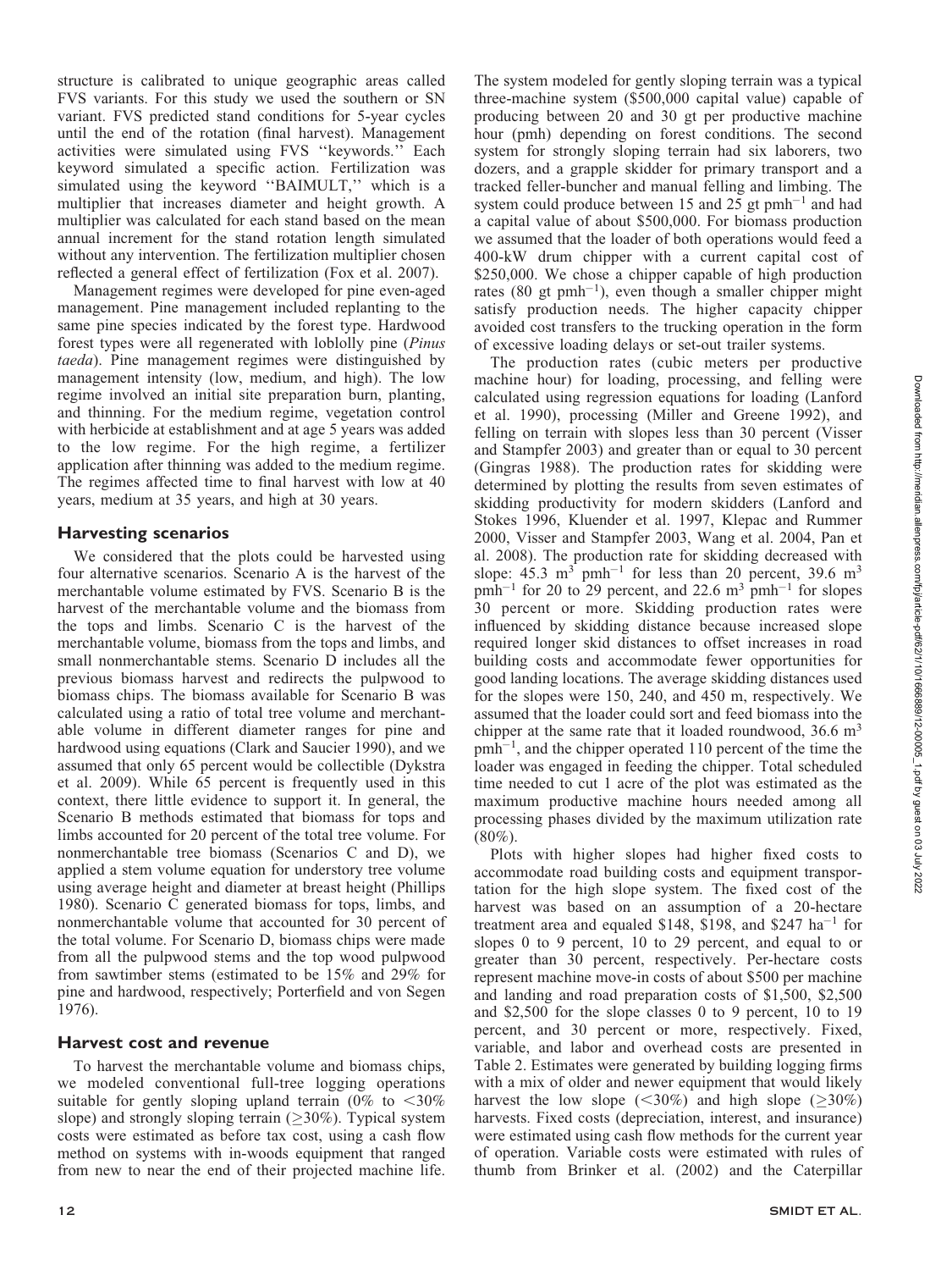structure is calibrated to unique geographic areas called FVS variants. For this study we used the southern or SN variant. FVS predicted stand conditions for 5-year cycles until the end of the rotation (final harvest). Management activities were simulated using FVS ''keywords.'' Each keyword simulated a specific action. Fertilization was simulated using the keyword ''BAIMULT,'' which is a multiplier that increases diameter and height growth. A multiplier was calculated for each stand based on the mean annual increment for the stand rotation length simulated without any intervention. The fertilization multiplier chosen reflected a general effect of fertilization (Fox et al. 2007).

Management regimes were developed for pine even-aged management. Pine management included replanting to the same pine species indicated by the forest type. Hardwood forest types were all regenerated with loblolly pine (*Pinus taeda*). Pine management regimes were distinguished by management intensity (low, medium, and high). The low regime involved an initial site preparation burn, planting, and thinning. For the medium regime, vegetation control with herbicide at establishment and at age 5 years was added to the low regime. For the high regime, a fertilizer application after thinning was added to the medium regime. The regimes affected time to final harvest with low at 40 years, medium at 35 years, and high at 30 years.

## Harvesting scenarios

We considered that the plots could be harvested using four alternative scenarios. Scenario A is the harvest of the merchantable volume estimated by FVS. Scenario B is the harvest of the merchantable volume and the biomass from the tops and limbs. Scenario C is the harvest of the merchantable volume, biomass from the tops and limbs, and small nonmerchantable stems. Scenario D includes all the previous biomass harvest and redirects the pulpwood to biomass chips. The biomass available for Scenario B was calculated using a ratio of total tree volume and merchantable volume in different diameter ranges for pine and hardwood using equations (Clark and Saucier 1990), and we assumed that only 65 percent would be collectible (Dykstra et al. 2009). While 65 percent is frequently used in this context, there little evidence to support it. In general, the Scenario B methods estimated that biomass for tops and limbs accounted for 20 percent of the total tree volume. For nonmerchantable tree biomass (Scenarios C and D), we applied a stem volume equation for understory tree volume using average height and diameter at breast height (Phillips 1980). Scenario C generated biomass for tops, limbs, and nonmerchantable volume that accounted for 30 percent of the total volume. For Scenario D, biomass chips were made from all the pulpwood stems and the top wood pulpwood from sawtimber stems (estimated to be 15% and 29% for pine and hardwood, respectively; Porterfield and von Segen 1976).

## Harvest cost and revenue

To harvest the merchantable volume and biomass chips, we modeled conventional full-tree logging operations suitable for gently sloping upland terrain (0% to <30% slope) and strongly sloping terrain (≥30%). Typical system costs were estimated as before tax cost, using a cash flow method on systems with in-woods equipment that ranged from new to near the end of their projected machine life. The system modeled for gently sloping terrain was a typical three-machine system ($500,000 capital value) capable of producing between 20 and 30 gt per productive machine hour (pmh) depending on forest conditions. The second system for strongly sloping terrain had six laborers, two dozers, and a grapple skidder for primary transport and a tracked feller-buncher and manual felling and limbing. The system could produce between 15 and 25 gt $\text{pmh}^{-1}$ and had a capital value of about $500,000. For biomass production we assumed that the loader of both operations would feed a 400-kW drum chipper with a current capital cost of $250,000. We chose a chipper capable of high production rates (80 gt $\text{pmh}^{-1}$), even though a smaller chipper might satisfy production needs. The higher capacity chipper avoided cost transfers to the trucking operation in the form of excessive loading delays or set-out trailer systems.

The production rates (cubic meters per productive machine hour) for loading, processing, and felling were calculated using regression equations for loading (Lanford et al. 1990), processing (Miller and Greene 1992), and felling on terrain with slopes less than 30 percent (Visser and Stampfer 2003) and greater than or equal to 30 percent (Gingras 1988). The production rates for skidding were determined by plotting the results from seven estimates of skidding productivity for modern skidders (Lanford and Stokes 1996, Kluender et al. 1997, Klepac and Rummer 2000, Visser and Stampfer 2003, Wang et al. 2004, Pan et al. 2008). The production rate for skidding decreased with slope: 45.3 $\text{m}^3$ $\text{pmh}^{-1}$ for less than 20 percent, 39.6 $\text{m}^3$ $\text{pmh}^{-1}$ for 20 to 29 percent, and 22.6 $\text{m}^3$ $\text{pmh}^{-1}$ for slopes 30 percent or more. Skidding production rates were influenced by skidding distance because increased slope required longer skid distances to offset increases in road building costs and accommodate fewer opportunities for good landing locations. The average skidding distances used for the slopes were 150, 240, and 450 m, respectively. We assumed that the loader could sort and feed biomass into the chipper at the same rate that it loaded roundwood, 36.6 $\text{m}^3$ $\text{pmh}^{-1}$, and the chipper operated 110 percent of the time the loader was engaged in feeding the chipper. Total scheduled time needed to cut 1 acre of the plot was estimated as the maximum productive machine hours needed among all processing phases divided by the maximum utilization rate (80%).

Plots with higher slopes had higher fixed costs to accommodate road building costs and equipment transportation for the high slope system. The fixed cost of the harvest was based on an assumption of a 20-hectare treatment area and equaled $148, $198, and $247 $\text{ha}^{-1}$ for slopes 0 to 9 percent, 10 to 29 percent, and equal to or greater than 30 percent, respectively. Per-hectare costs represent machine move-in costs of about $500 per machine and landing and road preparation costs of $1,500, $2,500 and $2,500 for the slope classes 0 to 9 percent, 10 to 19 percent, and 30 percent or more, respectively. Fixed, variable, and labor and overhead costs are presented in Table 2. Estimates were generated by building logging firms with a mix of older and newer equipment that would likely harvest the low slope (<30%) and high slope (≥30%) harvests. Fixed costs (depreciation, interest, and insurance) were estimated using cash flow methods for the current year of operation. Variable costs were estimated with rules of thumb from Brinker et al. (2002) and the Caterpillar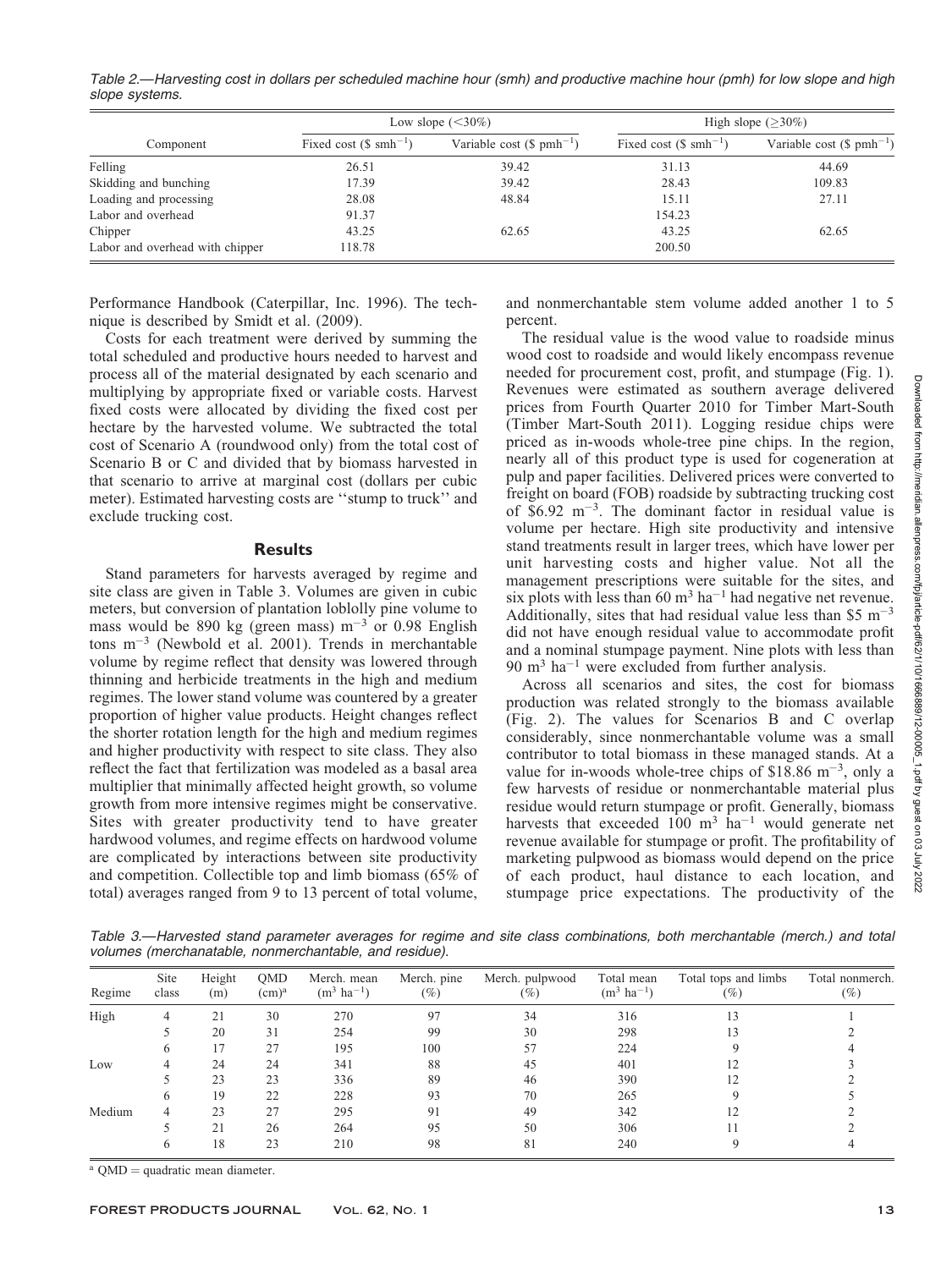Table 2.—Harvesting cost in dollars per scheduled machine hour (smh) and productive machine hour (pmh) for low slope and high slope systems.

| Component | Low slope (<30%) | | High slope (≥30%) | |
|---|---|---|---|---|
| | Fixed cost ($ $smh^{-1}$) | Variable cost ($ $pmh^{-1}$) | Fixed cost ($ $smh^{-1}$) | Variable cost ($ $pmh^{-1}$) |
| Felling | 26.51 | 39.42 | 31.13 | 44.69 |
| Skidding and bunching | 17.39 | 39.42 | 28.43 | 109.83 |
| Loading and processing | 28.08 | 48.84 | 15.11 | 27.11 |
| Labor and overhead | 91.37 | | 154.23 | |
| Chipper | 43.25 | 62.65 | 43.25 | 62.65 |
| Labor and overhead with chipper | 118.78 | | 200.50 | |

Performance Handbook (Caterpillar, Inc. 1996). The technique is described by Smidt et al. (2009).

Costs for each treatment were derived by summing the total scheduled and productive hours needed to harvest and process all of the material designated by each scenario and multiplying by appropriate fixed or variable costs. Harvest fixed costs were allocated by dividing the fixed cost per hectare by the harvested volume. We subtracted the total cost of Scenario A (roundwood only) from the total cost of Scenario B or C and divided that by biomass harvested in that scenario to arrive at marginal cost (dollars per cubic meter). Estimated harvesting costs are ''stump to truck'' and exclude trucking cost.

## Results

Stand parameters for harvests averaged by regime and site class are given in Table 3. Volumes are given in cubic meters, but conversion of plantation loblolly pine volume to mass would be 890 kg (green mass) $m^{-3}$ or 0.98 English tons $m^{-3}$ (Newbold et al. 2001). Trends in merchantable volume by regime reflect that density was lowered through thinning and herbicide treatments in the high and medium regimes. The lower stand volume was countered by a greater proportion of higher value products. Height changes reflect the shorter rotation length for the high and medium regimes and higher productivity with respect to site class. They also reflect the fact that fertilization was modeled as a basal area multiplier that minimally affected height growth, so volume growth from more intensive regimes might be conservative. Sites with greater productivity tend to have greater hardwood volumes, and regime effects on hardwood volume are complicated by interactions between site productivity and competition. Collectible top and limb biomass (65% of total) averages ranged from 9 to 13 percent of total volume, and nonmerchantable stem volume added another 1 to 5 percent.

The residual value is the wood value to roadside minus wood cost to roadside and would likely encompass revenue needed for procurement cost, profit, and stumpage (Fig. 1). Revenues were estimated as southern average delivered prices from Fourth Quarter 2010 for Timber Mart-South (Timber Mart-South 2011). Logging residue chips were priced as in-woods whole-tree pine chips. In the region, nearly all of this product type is used for cogeneration at pulp and paper facilities. Delivered prices were converted to freight on board (FOB) roadside by subtracting trucking cost of \$6.92 $m^{-3}$. The dominant factor in residual value is volume per hectare. High site productivity and intensive stand treatments result in larger trees, which have lower per unit harvesting costs and higher value. Not all the management prescriptions were suitable for the sites, and six plots with less than 60 $m^3$ $ha^{-1}$ had negative net revenue. Additionally, sites that had residual value less than \$5 $m^{-3}$ did not have enough residual value to accommodate profit and a nominal stumpage payment. Nine plots with less than 90 $m^3$ $ha^{-1}$ were excluded from further analysis.

Across all scenarios and sites, the cost for biomass production was related strongly to the biomass available (Fig. 2). The values for Scenarios B and C overlap considerably, since nonmerchantable volume was a small contributor to total biomass in these managed stands. At a value for in-woods whole-tree chips of \$18.86 $m^{-3}$, only a few harvests of residue or nonmerchantable material plus residue would return stumpage or profit. Generally, biomass harvests that exceeded 100 $m^3$ $ha^{-1}$ would generate net revenue available for stumpage or profit. The profitability of marketing pulpwood as biomass would depend on the price of each product, haul distance to each location, and stumpage price expectations. The productivity of the

Table 3.—Harvested stand parameter averages for regime and site class combinations, both merchantable (merch.) and total volumes (merchanatable, nonmerchantable, and residue).

| Regime | Site class | Height (m) | QMD (cm)[a] | Merch. mean ($m^3$ $ha^{-1}$) | Merch. pine (%) | Merch. pulpwood (%) | Total mean ($m^3$ $ha^{-1}$) | Total tops and limbs (%) | Total nonmerch. (%) |
|---|---|---|---|---|---|---|---|---|---|
| High | 4 | 21 | 30 | 270 | 97 | 34 | 316 | 13 | 1 |
| | 5 | 20 | 31 | 254 | 99 | 30 | 298 | 13 | 2 |
| | 6 | 17 | 27 | 195 | 100 | 57 | 224 | 9 | 4 |
| Low | 4 | 24 | 24 | 341 | 88 | 45 | 401 | 12 | 3 |
| | 5 | 23 | 23 | 336 | 89 | 46 | 390 | 12 | 2 |
| | 6 | 19 | 22 | 228 | 93 | 70 | 265 | 9 | 5 |
| Medium | 4 | 23 | 27 | 295 | 91 | 49 | 342 | 12 | 2 |
| | 5 | 21 | 26 | 264 | 95 | 50 | 306 | 11 | 2 |
| | 6 | 18 | 23 | 210 | 98 | 81 | 240 | 9 | 4 |

[a] QMD = quadratic mean diameter.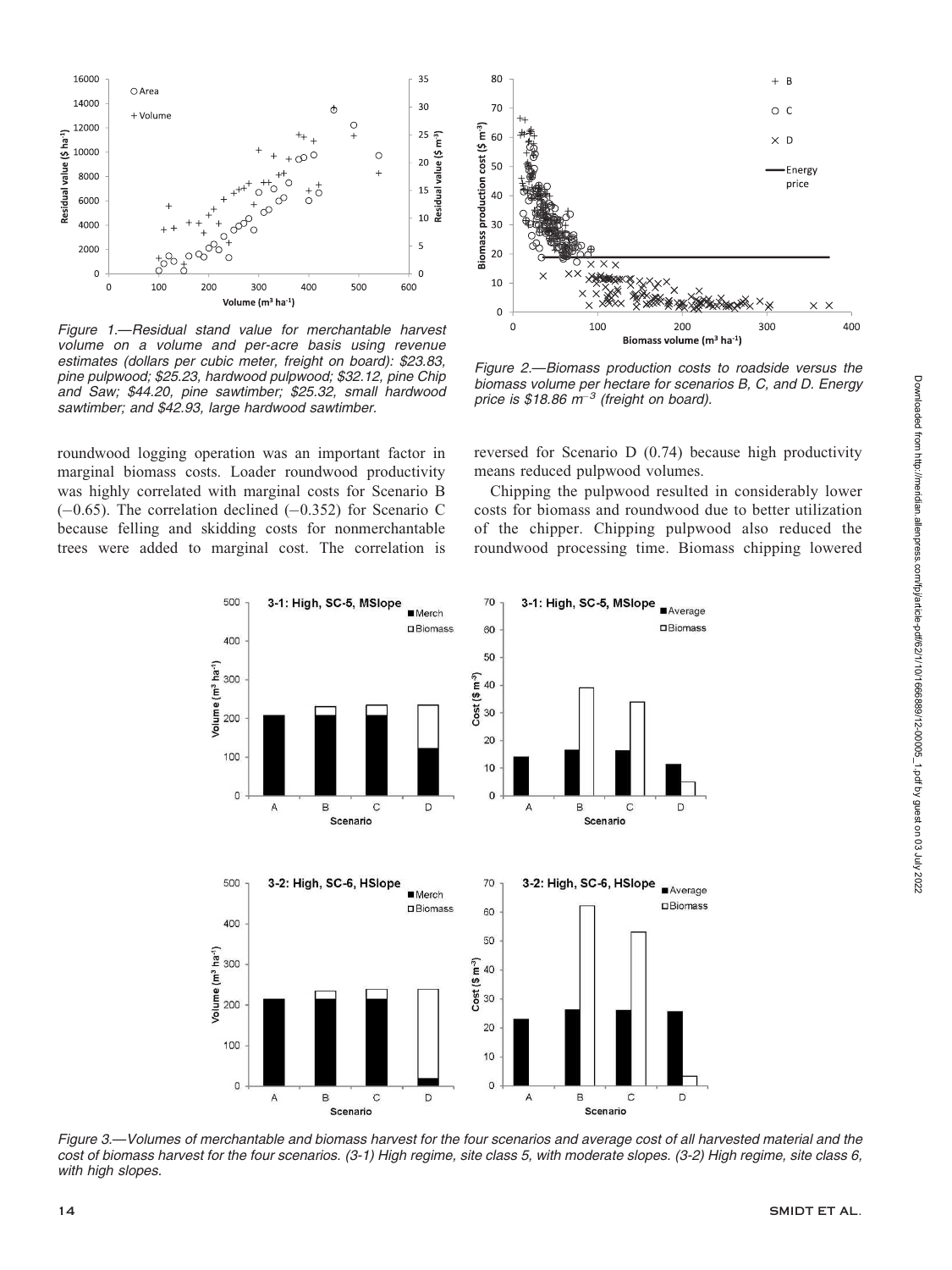Figure 1.—Residual stand value for merchantable harvest volume on a volume and per-acre basis using revenue estimates (dollars per cubic meter, freight on board): \$23.83, pine pulpwood; \$25.23, hardwood pulpwood; \$32.12, pine Chip and Saw; \$44.20, pine sawtimber; \$25.32, small hardwood sawtimber; and \$42.93, large hardwood sawtimber.

Figure 2.—Biomass production costs to roadside versus the biomass volume per hectare for scenarios B, C, and D. Energy price is \$18.86 $m^{-3}$ (freight on board).

roundwood logging operation was an important factor in marginal biomass costs. Loader roundwood productivity was highly correlated with marginal costs for Scenario B (−0.65). The correlation declined (−0.352) for Scenario C because felling and skidding costs for nonmerchantable trees were added to marginal cost. The correlation is reversed for Scenario D (0.74) because high productivity means reduced pulpwood volumes.

Chipping the pulpwood resulted in considerably lower costs for biomass and roundwood due to better utilization of the chipper. Chipping pulpwood also reduced the roundwood processing time. Biomass chipping lowered

Figure 3.—Volumes of merchantable and biomass harvest for the four scenarios and average cost of all harvested material and the cost of biomass harvest for the four scenarios. (3-1) High regime, site class 5, with moderate slopes. (3-2) High regime, site class 6, with high slopes.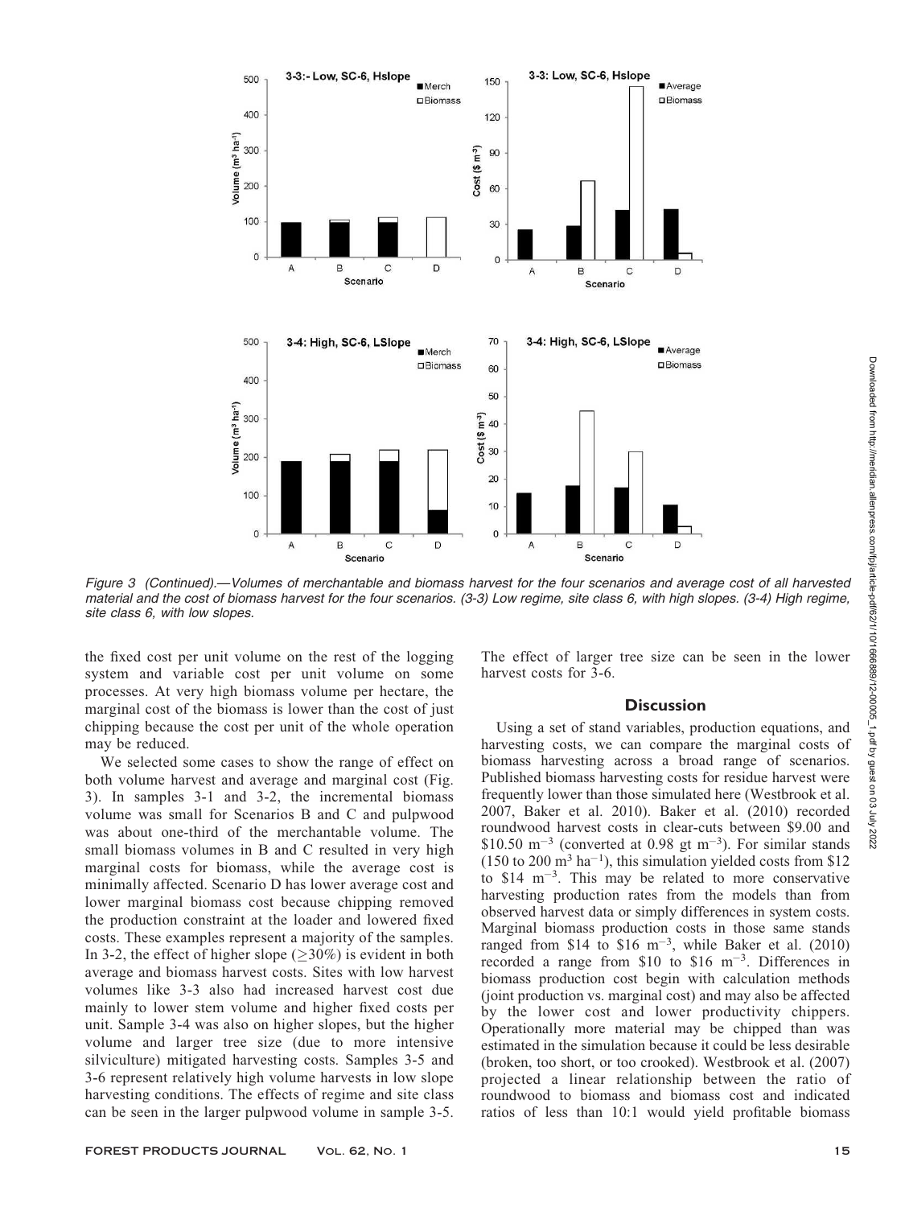Figure 3 (Continued).—Volumes of merchantable and biomass harvest for the four scenarios and average cost of all harvested material and the cost of biomass harvest for the four scenarios. (3-3) Low regime, site class 6, with high slopes. (3-4) High regime, site class 6, with low slopes.

the fixed cost per unit volume on the rest of the logging system and variable cost per unit volume on some processes. At very high biomass volume per hectare, the marginal cost of the biomass is lower than the cost of just chipping because the cost per unit of the whole operation may be reduced.

We selected some cases to show the range of effect on both volume harvest and average and marginal cost (Fig. 3). In samples 3-1 and 3-2, the incremental biomass volume was small for Scenarios B and C and pulpwood was about one-third of the merchantable volume. The small biomass volumes in B and C resulted in very high marginal costs for biomass, while the average cost is minimally affected. Scenario D has lower average cost and lower marginal biomass cost because chipping removed the production constraint at the loader and lowered fixed costs. These examples represent a majority of the samples. In 3-2, the effect of higher slope ($\geq$30%) is evident in both average and biomass harvest costs. Sites with low harvest volumes like 3-3 also had increased harvest cost due mainly to lower stem volume and higher fixed costs per unit. Sample 3-4 was also on higher slopes, but the higher volume and larger tree size (due to more intensive silviculture) mitigated harvesting costs. Samples 3-5 and 3-6 represent relatively high volume harvests in low slope harvesting conditions. The effects of regime and site class can be seen in the larger pulpwood volume in sample 3-5. The effect of larger tree size can be seen in the lower harvest costs for 3-6.

## Discussion

Using a set of stand variables, production equations, and harvesting costs, we can compare the marginal costs of biomass harvesting across a broad range of scenarios. Published biomass harvesting costs for residue harvest were frequently lower than those simulated here (Westbrook et al. 2007, Baker et al. 2010). Baker et al. (2010) recorded roundwood harvest costs in clear-cuts between \$9.00 and \$10.50 $m^{-3}$ (converted at 0.98 gt $m^{-3}$). For similar stands (150 to 200 $m^3$ $ha^{-1}$), this simulation yielded costs from \$12 to \$14 $m^{-3}$. This may be related to more conservative harvesting production rates from the models than from observed harvest data or simply differences in system costs. Marginal biomass production costs in those same stands ranged from \$14 to \$16 $m^{-3}$, while Baker et al. (2010) recorded a range from \$10 to \$16 $m^{-3}$. Differences in biomass production cost begin with calculation methods (joint production vs. marginal cost) and may also be affected by the lower cost and lower productivity chippers. Operationally more material may be chipped than was estimated in the simulation because it could be less desirable (broken, too short, or too crooked). Westbrook et al. (2007) projected a linear relationship between the ratio of roundwood to biomass and biomass cost and indicated ratios of less than 10:1 would yield profitable biomass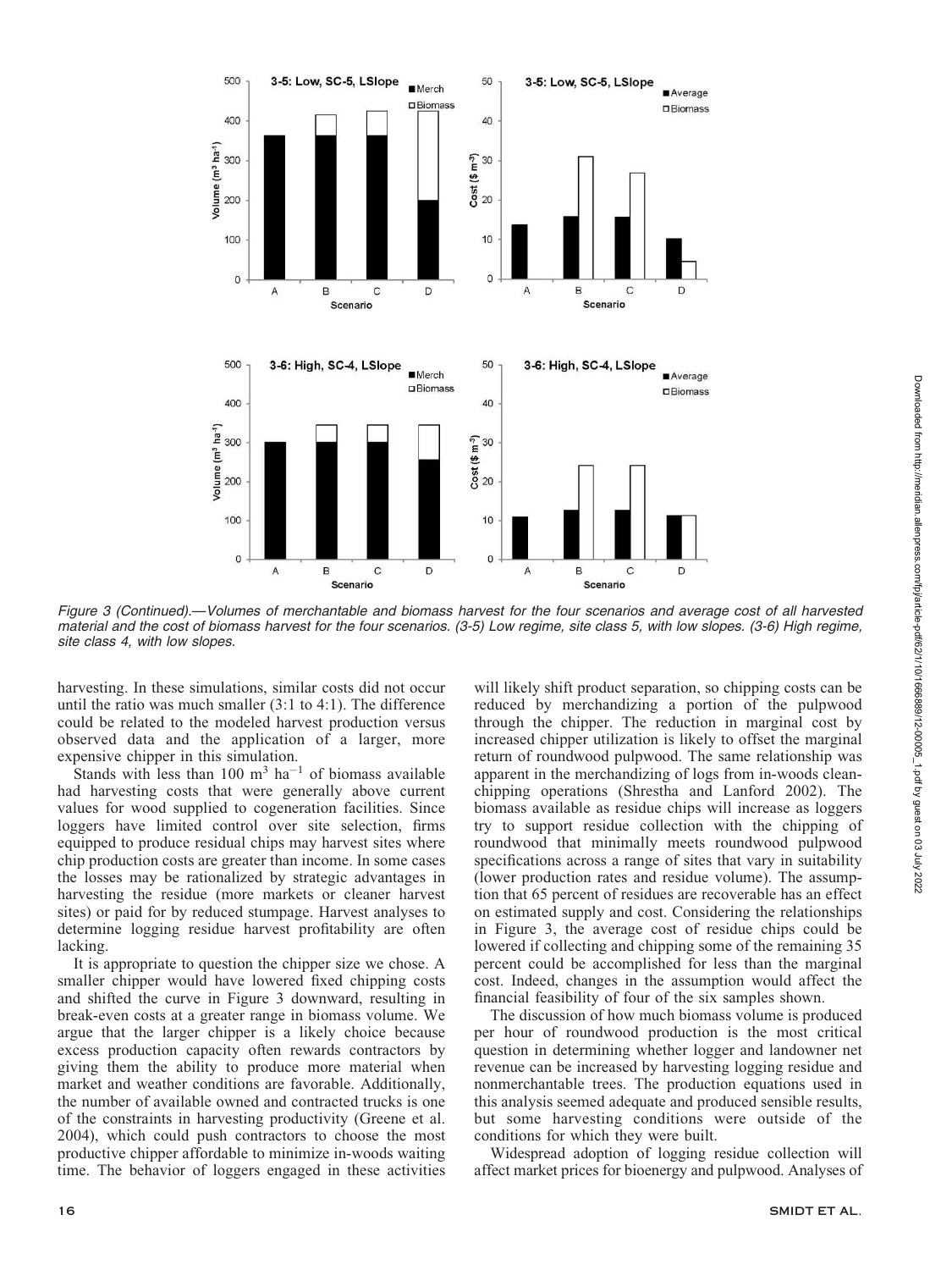*Figure 3 (Continued).—Volumes of merchantable and biomass harvest for the four scenarios and average cost of all harvested material and the cost of biomass harvest for the four scenarios. (3-5) Low regime, site class 5, with low slopes. (3-6) High regime, site class 4, with low slopes.*

harvesting. In these simulations, similar costs did not occur until the ratio was much smaller (3:1 to 4:1). The difference could be related to the modeled harvest production versus observed data and the application of a larger, more expensive chipper in this simulation.

Stands with less than 100 $m^3$ $ha^{-1}$ of biomass available had harvesting costs that were generally above current values for wood supplied to cogeneration facilities. Since loggers have limited control over site selection, firms equipped to produce residual chips may harvest sites where chip production costs are greater than income. In some cases the losses may be rationalized by strategic advantages in harvesting the residue (more markets or cleaner harvest sites) or paid for by reduced stumpage. Harvest analyses to determine logging residue harvest profitability are often lacking.

It is appropriate to question the chipper size we chose. A smaller chipper would have lowered fixed chipping costs and shifted the curve in Figure 3 downward, resulting in break-even costs at a greater range in biomass volume. We argue that the larger chipper is a likely choice because excess production capacity often rewards contractors by giving them the ability to produce more material when market and weather conditions are favorable. Additionally, the number of available owned and contracted trucks is one of the constraints in harvesting productivity (Greene et al. 2004), which could push contractors to choose the most productive chipper affordable to minimize in-woods waiting time. The behavior of loggers engaged in these activities will likely shift product separation, so chipping costs can be reduced by merchandizing a portion of the pulpwood through the chipper. The reduction in marginal cost by increased chipper utilization is likely to offset the marginal return of roundwood pulpwood. The same relationship was apparent in the merchandizing of logs from in-woods clean-chipping operations (Shrestha and Lanford 2002). The biomass available as residue chips will increase as loggers try to support residue collection with the chipping of roundwood that minimally meets roundwood pulpwood specifications across a range of sites that vary in suitability (lower production rates and residue volume). The assumption that 65 percent of residues are recoverable has an effect on estimated supply and cost. Considering the relationships in Figure 3, the average cost of residue chips could be lowered if collecting and chipping some of the remaining 35 percent could be accomplished for less than the marginal cost. Indeed, changes in the assumption would affect the financial feasibility of four of the six samples shown.

The discussion of how much biomass volume is produced per hour of roundwood production is the most critical question in determining whether logger and landowner net revenue can be increased by harvesting logging residue and nonmerchantable trees. The production equations used in this analysis seemed adequate and produced sensible results, but some harvesting conditions were outside of the conditions for which they were built.

Widespread adoption of logging residue collection will affect market prices for bioenergy and pulpwood. Analyses of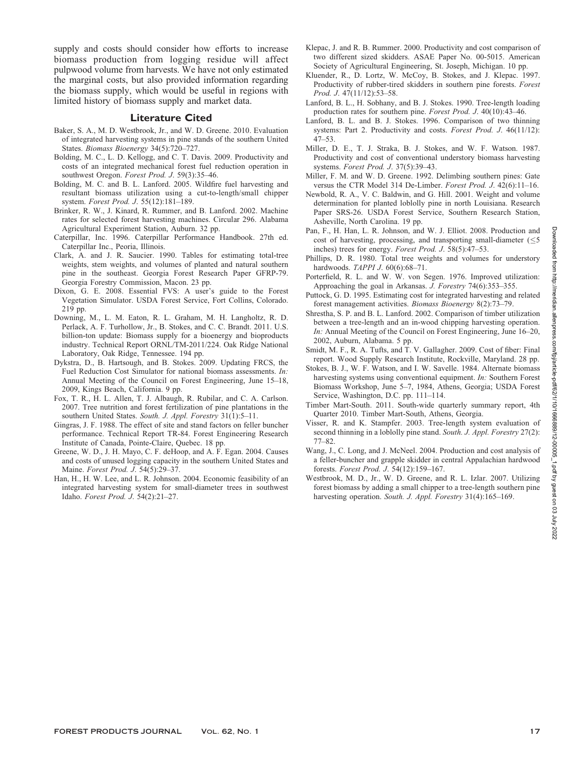supply and costs should consider how efforts to increase biomass production from logging residue will affect pulpwood volume from harvests. We have not only estimated the marginal costs, but also provided information regarding the biomass supply, which would be useful in regions with limited history of biomass supply and market data.

## Literature Cited

Baker, S. A., M. D. Westbrook, Jr., and W. D. Greene. 2010. Evaluation of integrated harvesting systems in pine stands of the southern United States. *Biomass Bioenergy* 34(5):720–727.

Bolding, M. C., L. D. Kellogg, and C. T. Davis. 2009. Productivity and costs of an integrated mechanical forest fuel reduction operation in southwest Oregon. *Forest Prod. J.* 59(3):35–46.

Bolding, M. C. and B. L. Lanford. 2005. Wildfire fuel harvesting and resultant biomass utilization using a cut-to-length/small chipper system. *Forest Prod. J.* 55(12):181–189.

Brinker, R. W., J. Kinard, R. Rummer, and B. Lanford. 2002. Machine rates for selected forest harvesting machines. Circular 296. Alabama Agricultural Experiment Station, Auburn. 32 pp.

Caterpillar, Inc. 1996. Caterpillar Performance Handbook. 27th ed. Caterpillar Inc., Peoria, Illinois.

Clark, A. and J. R. Saucier. 1990. Tables for estimating total-tree weights, stem weights, and volumes of planted and natural southern pine in the southeast. Georgia Forest Research Paper GFRP-79. Georgia Forestry Commission, Macon. 23 pp.

Dixon, G. E. 2008. Essential FVS: A user's guide to the Forest Vegetation Simulator. USDA Forest Service, Fort Collins, Colorado. 219 pp.

Downing, M., L. M. Eaton, R. L. Graham, M. H. Langholtz, R. D. Perlack, A. F. Turhollow, Jr., B. Stokes, and C. C. Brandt. 2011. U.S. billion-ton update: Biomass supply for a bioenergy and bioproducts industry. Technical Report ORNL/TM-2011/224. Oak Ridge National Laboratory, Oak Ridge, Tennessee. 194 pp.

Dykstra, D., B. Hartsough, and B. Stokes. 2009. Updating FRCS, the Fuel Reduction Cost Simulator for national biomass assessments. *In:* Annual Meeting of the Council on Forest Engineering, June 15–18, 2009, Kings Beach, California. 9 pp.

Fox, T. R., H. L. Allen, T. J. Albaugh, R. Rubilar, and C. A. Carlson. 2007. Tree nutrition and forest fertilization of pine plantations in the southern United States. *South. J. Appl. Forestry* 31(1):5–11.

Gingras, J. F. 1988. The effect of site and stand factors on feller buncher performance. Technical Report TR-84. Forest Engineering Research Institute of Canada, Pointe-Claire, Quebec. 18 pp.

Greene, W. D., J. H. Mayo, C. F. deHoop, and A. F. Egan. 2004. Causes and costs of unused logging capacity in the southern United States and Maine. *Forest Prod. J.* 54(5):29–37.

Han, H., H. W. Lee, and L. R. Johnson. 2004. Economic feasibility of an integrated harvesting system for small-diameter trees in southwest Idaho. *Forest Prod. J.* 54(2):21–27.

Klepac, J. and R. B. Rummer. 2000. Productivity and cost comparison of two different sized skidders. ASAE Paper No. 00-5015. American Society of Agricultural Engineering, St. Joseph, Michigan. 10 pp.

Kluender, R., D. Lortz, W. McCoy, B. Stokes, and J. Klepac. 1997. Productivity of rubber-tired skidders in southern pine forests. *Forest Prod. J.* 47(11/12):53–58.

Lanford, B. L., H. Sobhany, and B. J. Stokes. 1990. Tree-length loading production rates for southern pine. *Forest Prod. J.* 40(10):43–46.

Lanford, B. L. and B. J. Stokes. 1996. Comparison of two thinning systems: Part 2. Productivity and costs. *Forest Prod. J.* 46(11/12): 47–53.

Miller, D. E., T. J. Straka, B. J. Stokes, and W. F. Watson. 1987. Productivity and cost of conventional understory biomass harvesting systems. *Forest Prod. J.* 37(5):39–43.

Miller, F. M. and W. D. Greene. 1992. Delimbing southern pines: Gate versus the CTR Model 314 De-Limber. *Forest Prod. J.* 42(6):11–16.

Newbold, R. A., V. C. Baldwin, and G. Hill. 2001. Weight and volume determination for planted loblolly pine in north Louisiana. Research Paper SRS-26. USDA Forest Service, Southern Research Station, Asheville, North Carolina. 19 pp.

Pan, F., H. Han, L. R. Johnson, and W. J. Elliot. 2008. Production and cost of harvesting, processing, and transporting small-diameter (≤5 inches) trees for energy. *Forest Prod. J.* 58(5):47–53.

Phillips, D. R. 1980. Total tree weights and volumes for understory hardwoods. *TAPPI J.* 60(6):68–71.

Porterfield, R. L. and W. W. von Segen. 1976. Improved utilization: Approaching the goal in Arkansas. *J. Forestry* 74(6):353–355.

Puttock, G. D. 1995. Estimating cost for integrated harvesting and related forest management activities. *Biomass Bioenergy* 8(2):73–79.

Shrestha, S. P. and B. L. Lanford. 2002. Comparison of timber utilization between a tree-length and an in-wood chipping harvesting operation. *In:* Annual Meeting of the Council on Forest Engineering, June 16–20, 2002, Auburn, Alabama. 5 pp.

Smidt, M. F., R. A. Tufts, and T. V. Gallagher. 2009. Cost of fiber: Final report. Wood Supply Research Institute, Rockville, Maryland. 28 pp.

Stokes, B. J., W. F. Watson, and I. W. Savelle. 1984. Alternate biomass harvesting systems using conventional equipment. *In:* Southern Forest Biomass Workshop, June 5–7, 1984, Athens, Georgia; USDA Forest Service, Washington, D.C. pp. 111–114.

Timber Mart-South. 2011. South-wide quarterly summary report, 4th Quarter 2010. Timber Mart-South, Athens, Georgia.

Visser, R. and K. Stampfer. 2003. Tree-length system evaluation of second thinning in a loblolly pine stand. *South. J. Appl. Forestry* 27(2): 77–82.

Wang, J., C. Long, and J. McNeel. 2004. Production and cost analysis of a feller-buncher and grapple skidder in central Appalachian hardwood forests. *Forest Prod. J.* 54(12):159–167.

Westbrook, M. D., Jr., W. D. Greene, and R. L. Izlar. 2007. Utilizing forest biomass by adding a small chipper to a tree-length southern pine harvesting operation. *South. J. Appl. Forestry* 31(4):165–169.